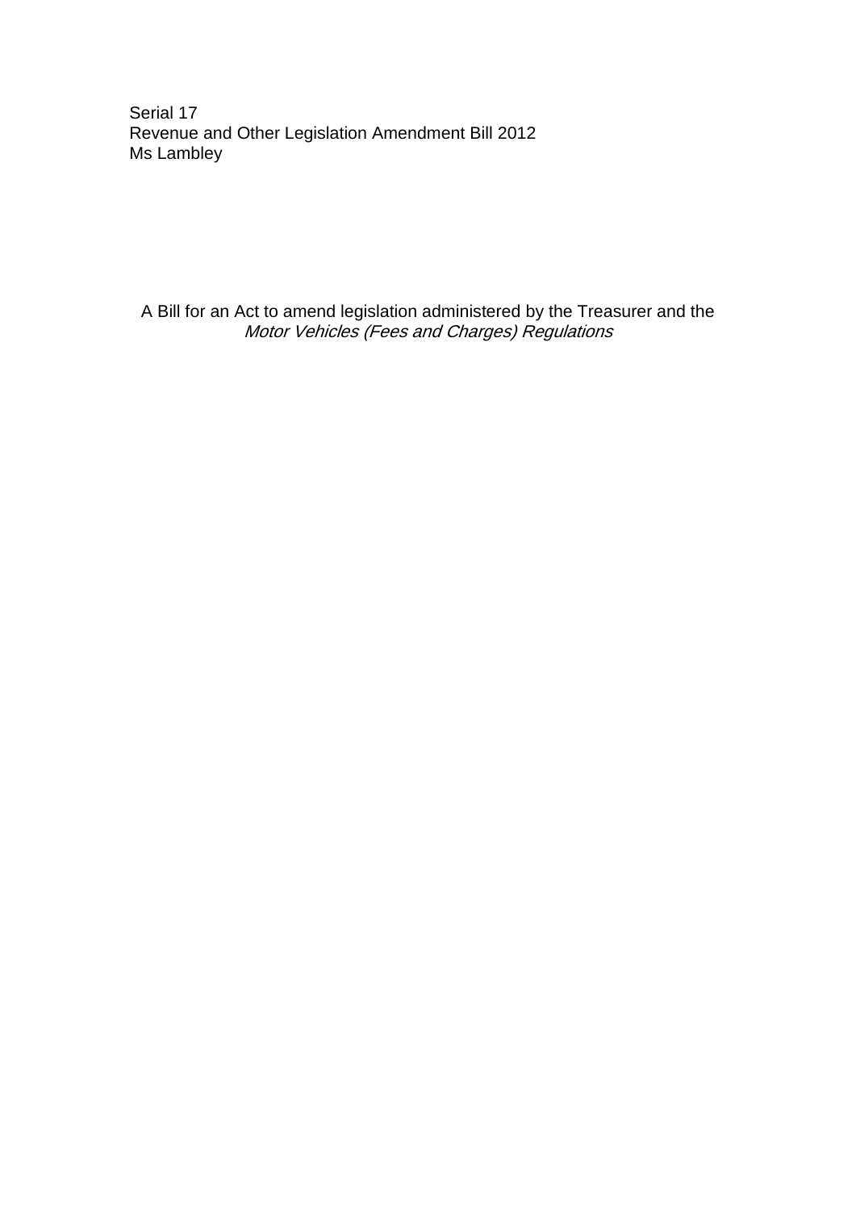Serial 17
Revenue and Other Legislation Amendment Bill 2012
Ms Lambley

A Bill for an Act to amend legislation administered by the Treasurer and the *Motor Vehicles (Fees and Charges) Regulations*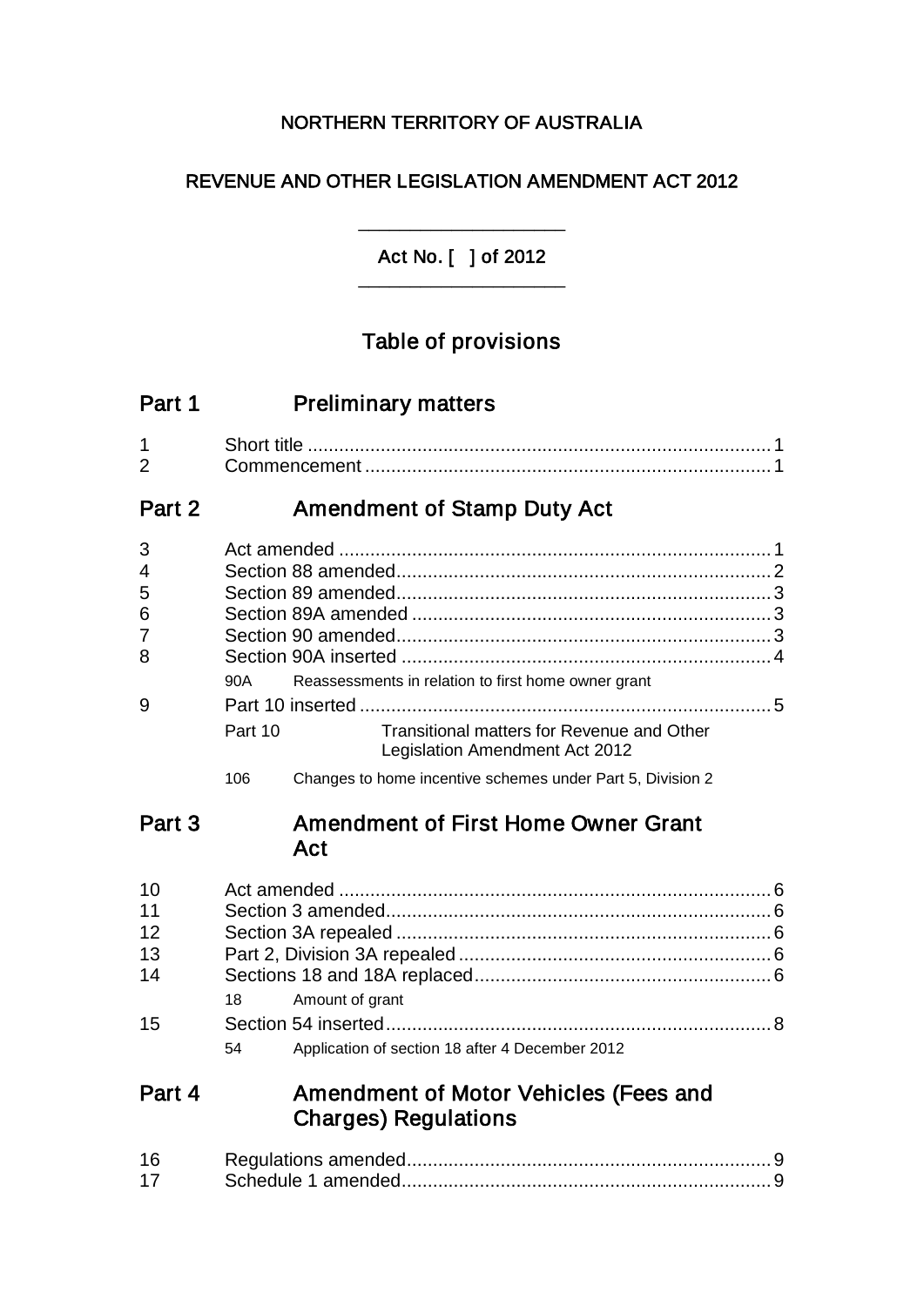NORTHERN TERRITORY OF AUSTRALIA

REVENUE AND OTHER LEGISLATION AMENDMENT ACT 2012

___________________

Act No. [ ] of 2012

___________________

# Table of provisions

## Part 1 Preliminary matters

1 Short title ........................................................................................ 1
2 Commencement ............................................................................. 1

## Part 2 Amendment of Stamp Duty Act

3 Act amended .................................................................................. 1
4 Section 88 amended....................................................................... 2
5 Section 89 amended....................................................................... 3
6 Section 89A amended .................................................................... 3
7 Section 90 amended....................................................................... 3
8 Section 90A inserted ...................................................................... 4

90A Reassessments in relation to first home owner grant

9 Part 10 inserted .............................................................................. 5

Part 10 Transitional matters for Revenue and Other Legislation Amendment Act 2012

106 Changes to home incentive schemes under Part 5, Division 2

## Part 3 Amendment of First Home Owner Grant Act

10 Act amended .................................................................................. 6
11 Section 3 amended......................................................................... 6
12 Section 3A repealed ....................................................................... 6
13 Part 2, Division 3A repealed ........................................................... 6
14 Sections 18 and 18A replaced........................................................ 6

18 Amount of grant

15 Section 54 inserted......................................................................... 8

54 Application of section 18 after 4 December 2012

## Part 4 Amendment of Motor Vehicles (Fees and Charges) Regulations

16 Regulations amended..................................................................... 9
17 Schedule 1 amended...................................................................... 9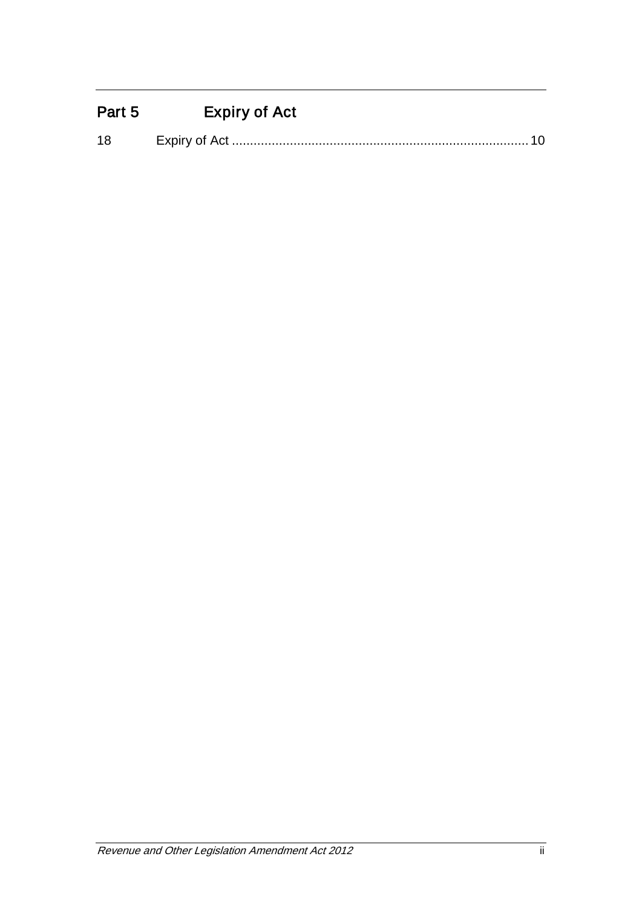## Part 5 Expiry of Act

18 Expiry of Act .................................................................................. 10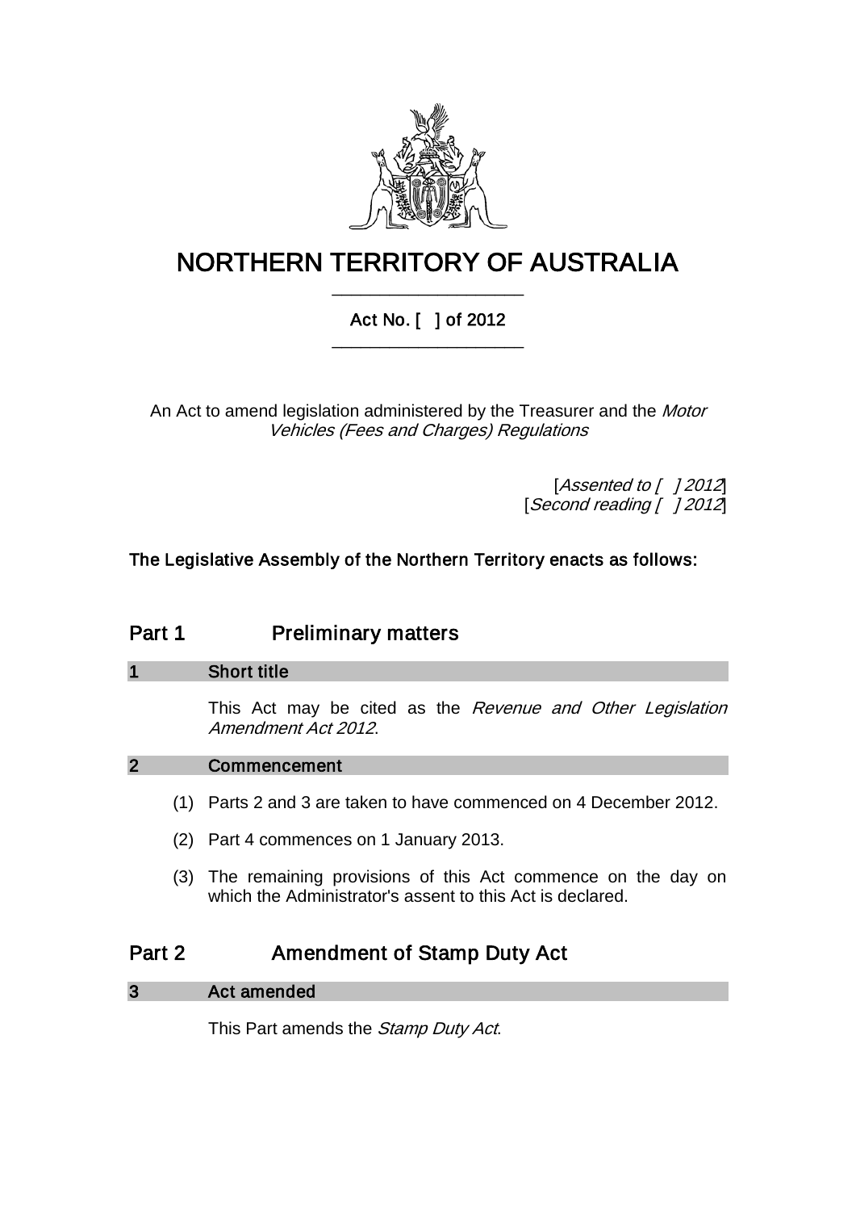# NORTHERN TERRITORY OF AUSTRALIA

## Act No. [ ] of 2012

An Act to amend legislation administered by the Treasurer and the *Motor Vehicles (Fees and Charges) Regulations*

[*Assented to [ ] 2012*]
[*Second reading [ ] 2012*]

**The Legislative Assembly of the Northern Territory enacts as follows:**

## Part 1 Preliminary matters

### 1 Short title

This Act may be cited as the *Revenue and Other Legislation Amendment Act 2012*.

### 2 Commencement

(1) Parts 2 and 3 are taken to have commenced on 4 December 2012.

(2) Part 4 commences on 1 January 2013.

(3) The remaining provisions of this Act commence on the day on which the Administrator's assent to this Act is declared.

## Part 2 Amendment of Stamp Duty Act

### 3 Act amended

This Part amends the *Stamp Duty Act*.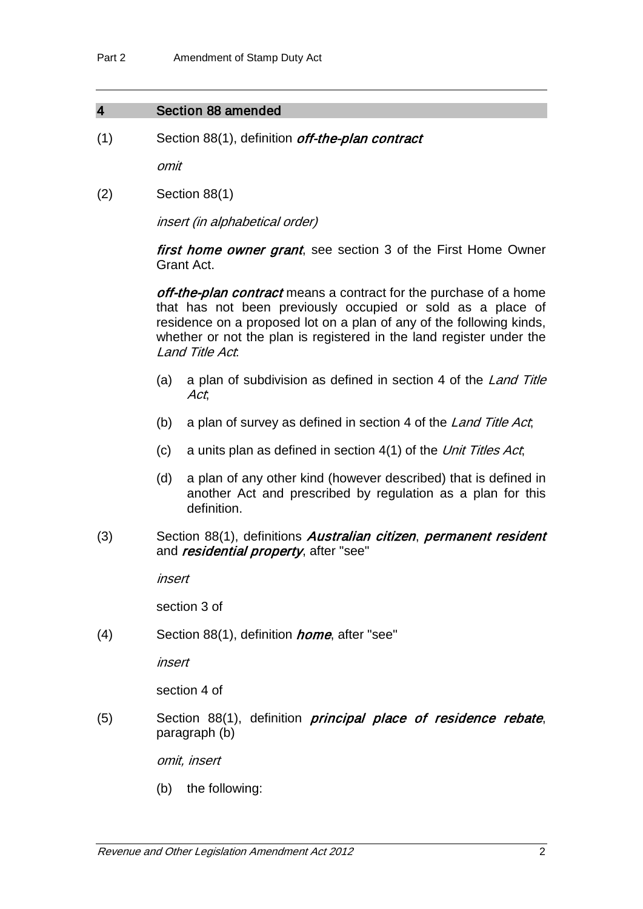## 4 Section 88 amended

(1) Section 88(1), definition ***off-the-plan contract***

*omit*

(2) Section 88(1)

*insert (in alphabetical order)*

***first home owner grant***, see section 3 of the First Home Owner Grant Act.

***off-the-plan contract*** means a contract for the purchase of a home that has not been previously occupied or sold as a place of residence on a proposed lot on a plan of any of the following kinds, whether or not the plan is registered in the land register under the *Land Title Act*:

(a) a plan of subdivision as defined in section 4 of the *Land Title Act*;

(b) a plan of survey as defined in section 4 of the *Land Title Act*;

(c) a units plan as defined in section 4(1) of the *Unit Titles Act*;

(d) a plan of any other kind (however described) that is defined in another Act and prescribed by regulation as a plan for this definition.

(3) Section 88(1), definitions ***Australian citizen***, ***permanent resident*** and ***residential property***, after "see"

*insert*

section 3 of

(4) Section 88(1), definition ***home***, after "see"

*insert*

section 4 of

(5) Section 88(1), definition ***principal place of residence rebate***, paragraph (b)

*omit, insert*

(b) the following: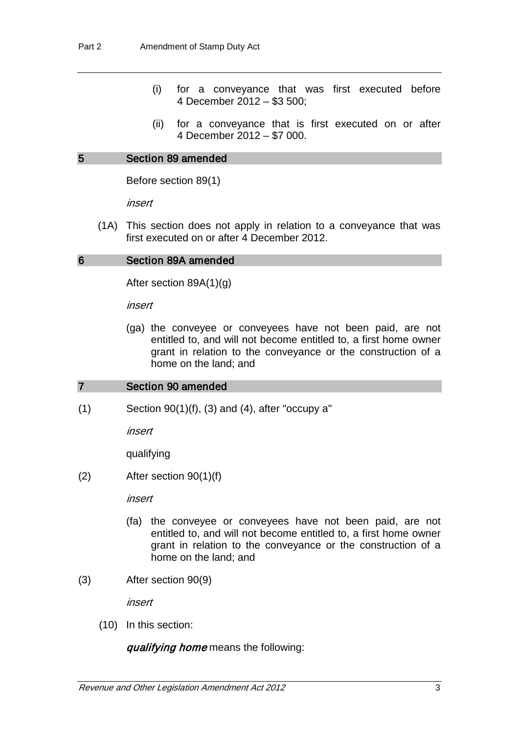(i) for a conveyance that was first executed before 4 December 2012 – $3 500;

(ii) for a conveyance that is first executed on or after 4 December 2012 – $7 000.

## 5 Section 89 amended

Before section 89(1)

*insert*

(1A) This section does not apply in relation to a conveyance that was first executed on or after 4 December 2012.

## 6 Section 89A amended

After section 89A(1)(g)

*insert*

(ga) the conveyee or conveyees have not been paid, are not entitled to, and will not become entitled to, a first home owner grant in relation to the conveyance or the construction of a home on the land; and

## 7 Section 90 amended

(1) Section 90(1)(f), (3) and (4), after "occupy a"

*insert*

qualifying

(2) After section 90(1)(f)

*insert*

(fa) the conveyee or conveyees have not been paid, are not entitled to, and will not become entitled to, a first home owner grant in relation to the conveyance or the construction of a home on the land; and

(3) After section 90(9)

*insert*

(10) In this section:

***qualifying home*** means the following: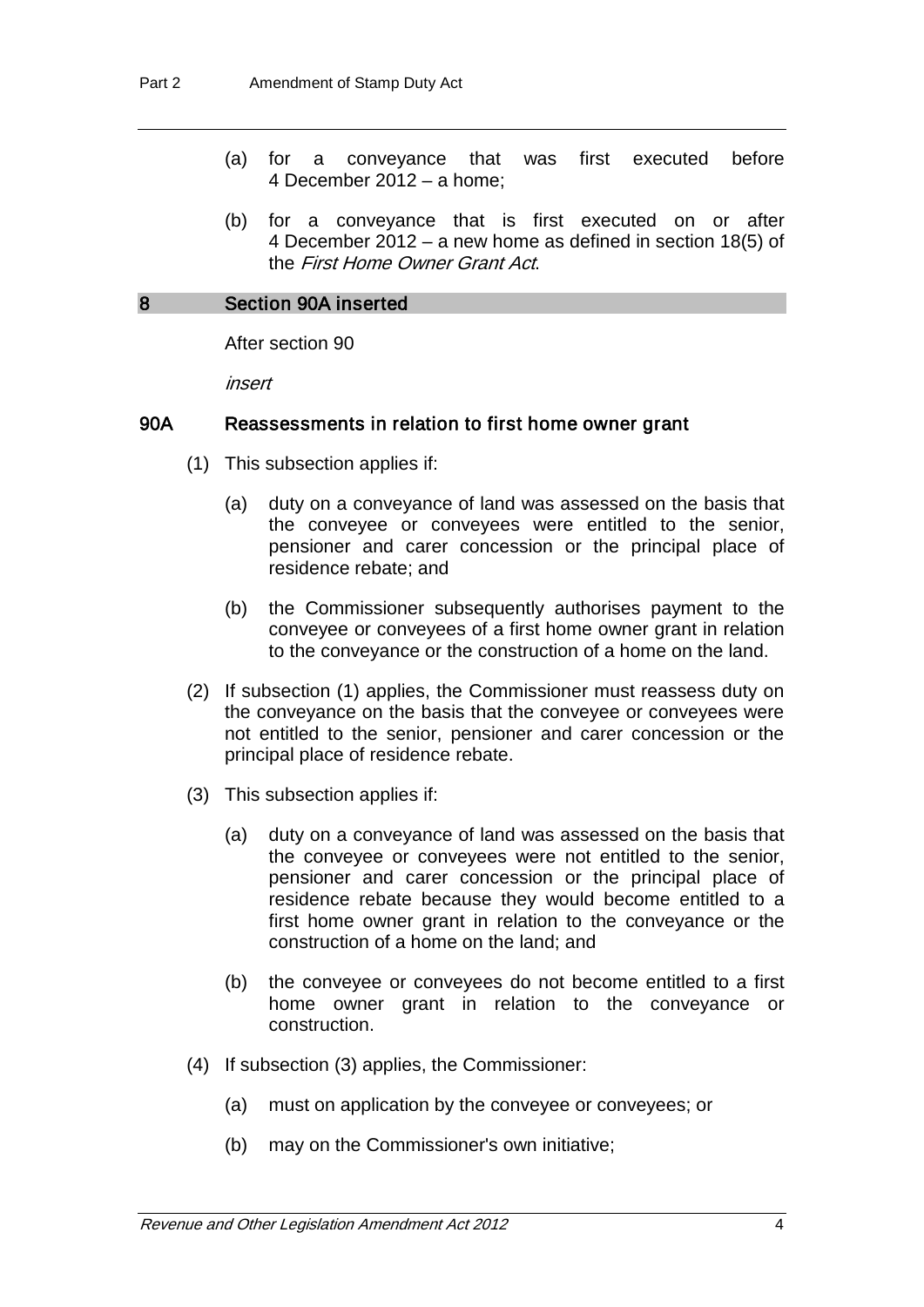(a) for a conveyance that was first executed before 4 December 2012 – a home;

(b) for a conveyance that is first executed on or after 4 December 2012 – a new home as defined in section 18(5) of the *First Home Owner Grant Act*.

## 8 Section 90A inserted

After section 90

*insert*

### 90A Reassessments in relation to first home owner grant

(1) This subsection applies if:

(a) duty on a conveyance of land was assessed on the basis that the conveyee or conveyees were entitled to the senior, pensioner and carer concession or the principal place of residence rebate; and

(b) the Commissioner subsequently authorises payment to the conveyee or conveyees of a first home owner grant in relation to the conveyance or the construction of a home on the land.

(2) If subsection (1) applies, the Commissioner must reassess duty on the conveyance on the basis that the conveyee or conveyees were not entitled to the senior, pensioner and carer concession or the principal place of residence rebate.

(3) This subsection applies if:

(a) duty on a conveyance of land was assessed on the basis that the conveyee or conveyees were not entitled to the senior, pensioner and carer concession or the principal place of residence rebate because they would become entitled to a first home owner grant in relation to the conveyance or the construction of a home on the land; and

(b) the conveyee or conveyees do not become entitled to a first home owner grant in relation to the conveyance or construction.

(4) If subsection (3) applies, the Commissioner:

(a) must on application by the conveyee or conveyees; or

(b) may on the Commissioner's own initiative;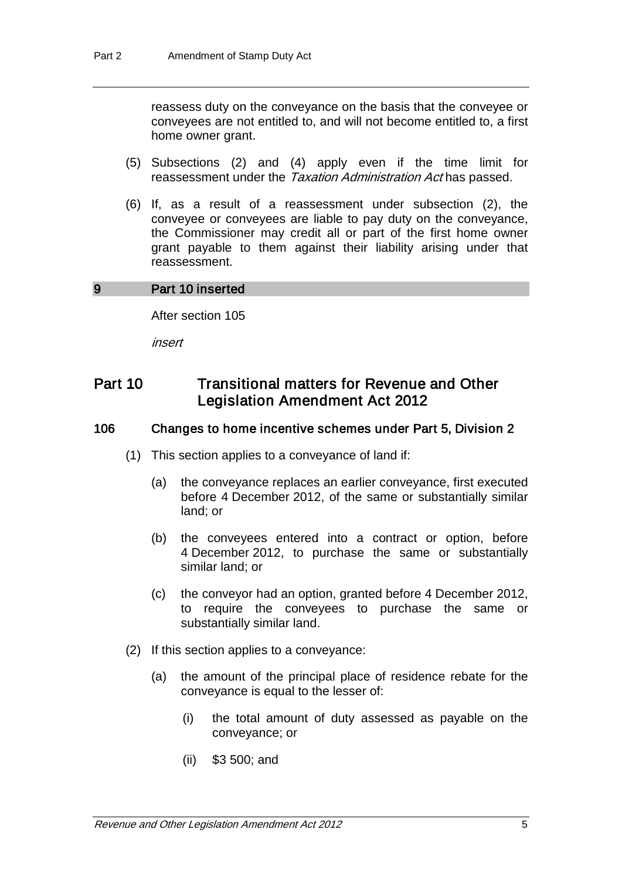reassess duty on the conveyance on the basis that the conveyee or conveyees are not entitled to, and will not become entitled to, a first home owner grant.

(5) Subsections (2) and (4) apply even if the time limit for reassessment under the *Taxation Administration Act* has passed.

(6) If, as a result of a reassessment under subsection (2), the conveyee or conveyees are liable to pay duty on the conveyance, the Commissioner may credit all or part of the first home owner grant payable to them against their liability arising under that reassessment.

## 9 Part 10 inserted

After section 105

*insert*

## Part 10 Transitional matters for Revenue and Other Legislation Amendment Act 2012

### 106 Changes to home incentive schemes under Part 5, Division 2

(1) This section applies to a conveyance of land if:

(a) the conveyance replaces an earlier conveyance, first executed before 4 December 2012, of the same or substantially similar land; or

(b) the conveyees entered into a contract or option, before 4 December 2012, to purchase the same or substantially similar land; or

(c) the conveyor had an option, granted before 4 December 2012, to require the conveyees to purchase the same or substantially similar land.

(2) If this section applies to a conveyance:

(a) the amount of the principal place of residence rebate for the conveyance is equal to the lesser of:

(i) the total amount of duty assessed as payable on the conveyance; or

(ii) $3 500; and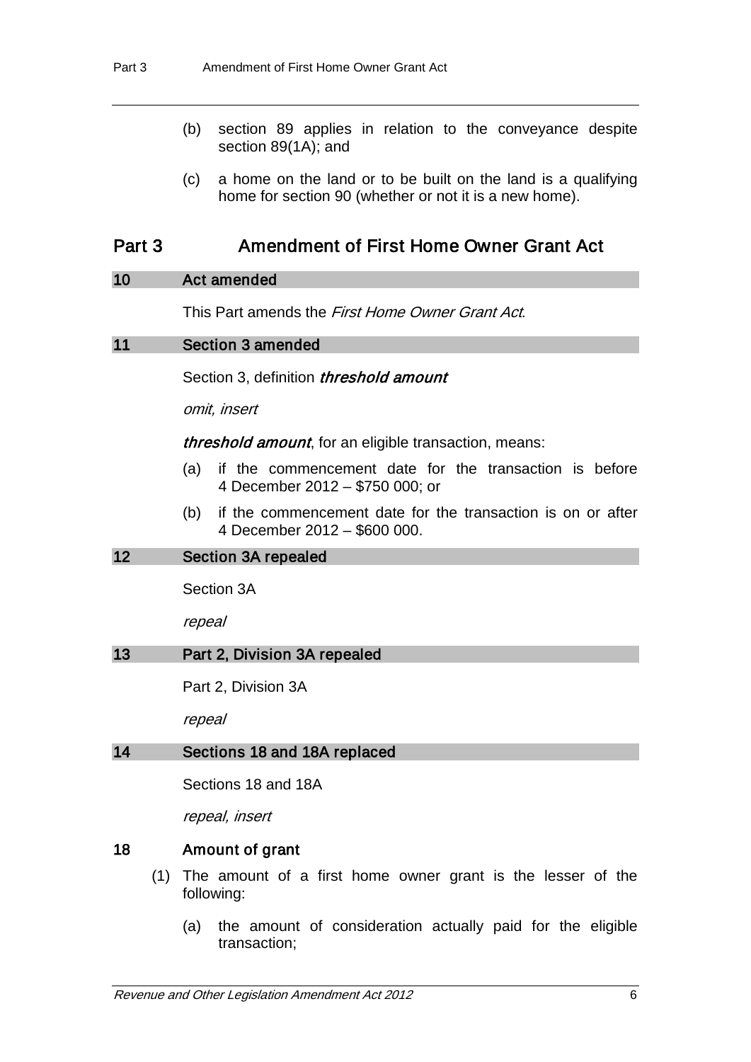(b) section 89 applies in relation to the conveyance despite section 89(1A); and

(c) a home on the land or to be built on the land is a qualifying home for section 90 (whether or not it is a new home).

# Part 3 Amendment of First Home Owner Grant Act

## 10 Act amended

This Part amends the *First Home Owner Grant Act*.

## 11 Section 3 amended

Section 3, definition ***threshold amount***

*omit, insert*

***threshold amount***, for an eligible transaction, means:

(a) if the commencement date for the transaction is before 4 December 2012 – $750 000; or

(b) if the commencement date for the transaction is on or after 4 December 2012 – $600 000.

## 12 Section 3A repealed

Section 3A

*repeal*

## 13 Part 2, Division 3A repealed

Part 2, Division 3A

*repeal*

## 14 Sections 18 and 18A replaced

Sections 18 and 18A

*repeal, insert*

### 18 Amount of grant

(1) The amount of a first home owner grant is the lesser of the following:

(a) the amount of consideration actually paid for the eligible transaction;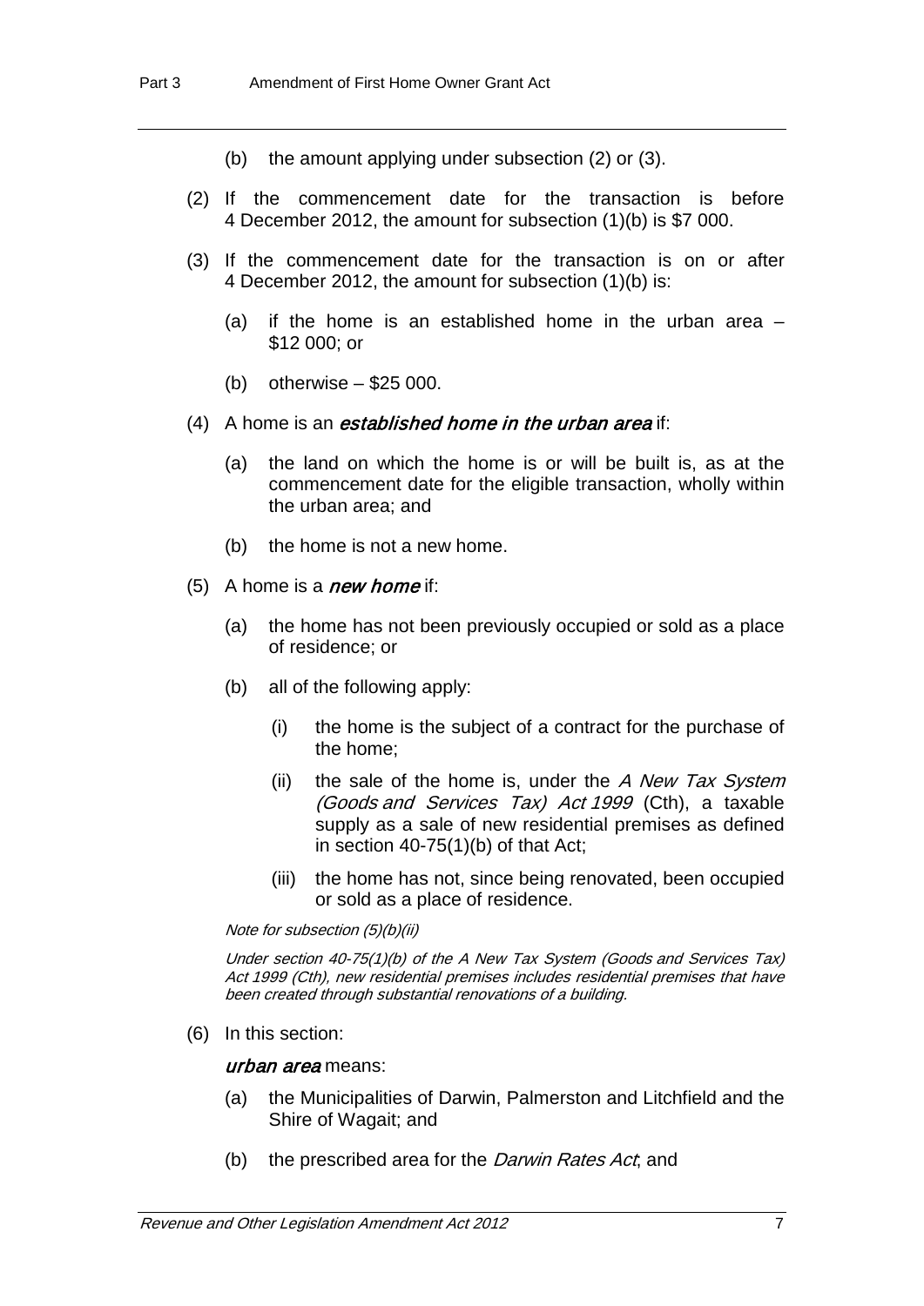(b) the amount applying under subsection (2) or (3).

(2) If the commencement date for the transaction is before 4 December 2012, the amount for subsection (1)(b) is $7 000.

(3) If the commencement date for the transaction is on or after 4 December 2012, the amount for subsection (1)(b) is:

(a) if the home is an established home in the urban area – $12 000; or

(b) otherwise – $25 000.

(4) A home is an ***established home in the urban area*** if:

(a) the land on which the home is or will be built is, as at the commencement date for the eligible transaction, wholly within the urban area; and

(b) the home is not a new home.

(5) A home is a ***new home*** if:

(a) the home has not been previously occupied or sold as a place of residence; or

(b) all of the following apply:

(i) the home is the subject of a contract for the purchase of the home;

(ii) the sale of the home is, under the *A New Tax System (Goods and Services Tax) Act 1999* (Cth), a taxable supply as a sale of new residential premises as defined in section 40-75(1)(b) of that Act;

(iii) the home has not, since being renovated, been occupied or sold as a place of residence.

*Note for subsection (5)(b)(ii)*

*Under section 40-75(1)(b) of the A New Tax System (Goods and Services Tax) Act 1999 (Cth), new residential premises includes residential premises that have been created through substantial renovations of a building.*

(6) In this section:

***urban area*** means:

(a) the Municipalities of Darwin, Palmerston and Litchfield and the Shire of Wagait; and

(b) the prescribed area for the *Darwin Rates Act*; and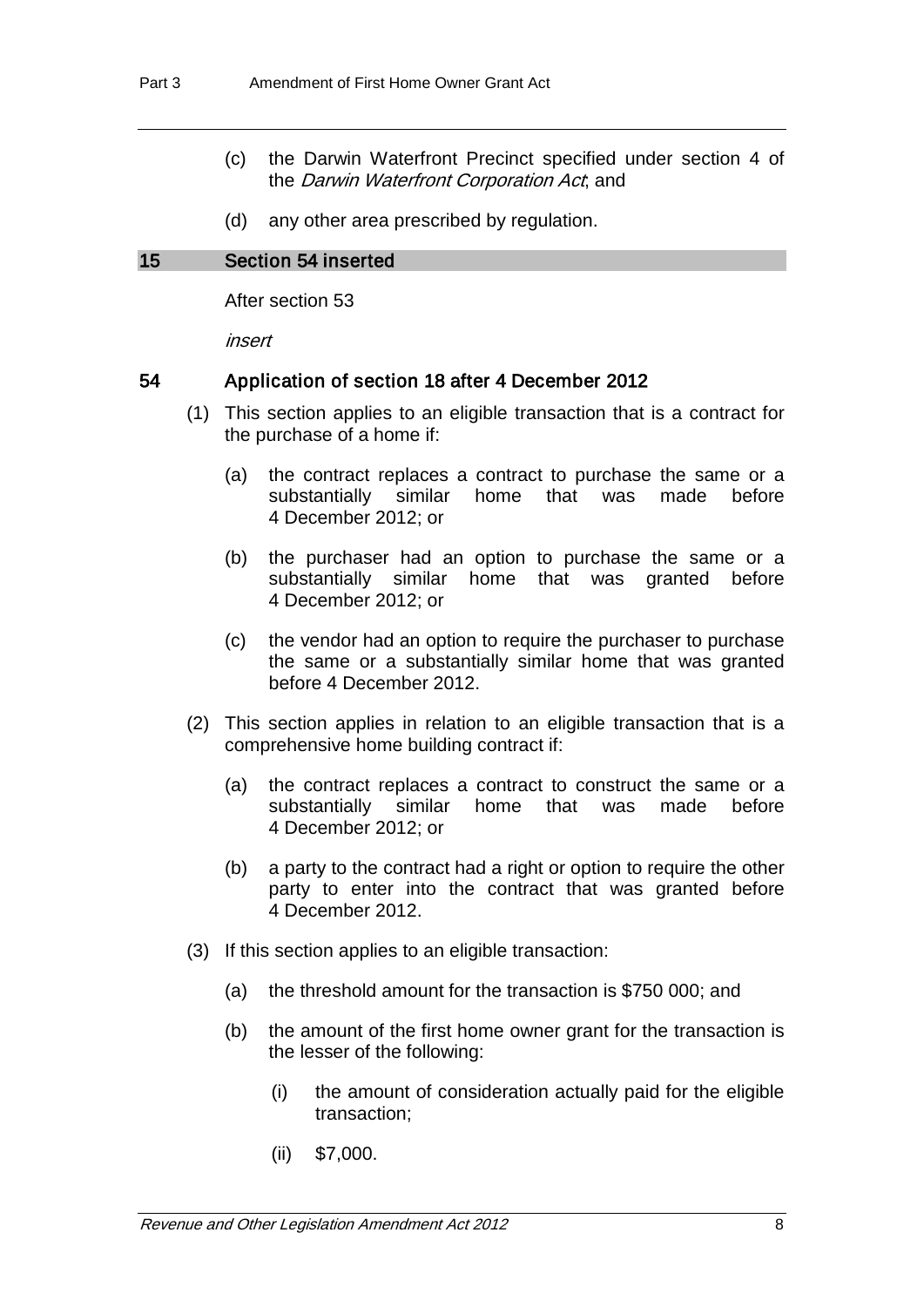(c) the Darwin Waterfront Precinct specified under section 4 of the *Darwin Waterfront Corporation Act*; and

(d) any other area prescribed by regulation.

## 15 Section 54 inserted

After section 53

*insert*

### 54 Application of section 18 after 4 December 2012

(1) This section applies to an eligible transaction that is a contract for the purchase of a home if:

(a) the contract replaces a contract to purchase the same or a substantially similar home that was made before 4 December 2012; or

(b) the purchaser had an option to purchase the same or a substantially similar home that was granted before 4 December 2012; or

(c) the vendor had an option to require the purchaser to purchase the same or a substantially similar home that was granted before 4 December 2012.

(2) This section applies in relation to an eligible transaction that is a comprehensive home building contract if:

(a) the contract replaces a contract to construct the same or a substantially similar home that was made before 4 December 2012; or

(b) a party to the contract had a right or option to require the other party to enter into the contract that was granted before 4 December 2012.

(3) If this section applies to an eligible transaction:

(a) the threshold amount for the transaction is $750 000; and

(b) the amount of the first home owner grant for the transaction is the lesser of the following:

(i) the amount of consideration actually paid for the eligible transaction;

(ii) $7,000.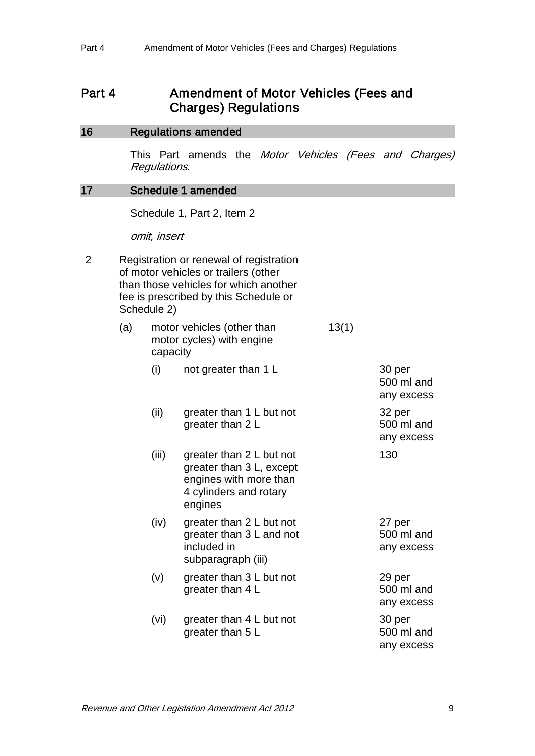# Part 4 Amendment of Motor Vehicles (Fees and Charges) Regulations

## 16 Regulations amended

This Part amends the *Motor Vehicles (Fees and Charges) Regulations*.

## 17 Schedule 1 amended

Schedule 1, Part 2, Item 2

*omit, insert*

| | | | |
|---|---|---|---|
| 2 | Registration or renewal of registration of motor vehicles or trailers (other than those vehicles for which another fee is prescribed by this Schedule or Schedule 2) | | |
| | (a) motor vehicles (other than motor cycles) with engine capacity | 13(1) | |
| | (i) not greater than 1 L | | 30 per 500 ml and any excess |
| | (ii) greater than 1 L but not greater than 2 L | | 32 per 500 ml and any excess |
| | (iii) greater than 2 L but not greater than 3 L, except engines with more than 4 cylinders and rotary engines | | 130 |
| | (iv) greater than 2 L but not greater than 3 L and not included in subparagraph (iii) | | 27 per 500 ml and any excess |
| | (v) greater than 3 L but not greater than 4 L | | 29 per 500 ml and any excess |
| | (vi) greater than 4 L but not greater than 5 L | | 30 per 500 ml and any excess |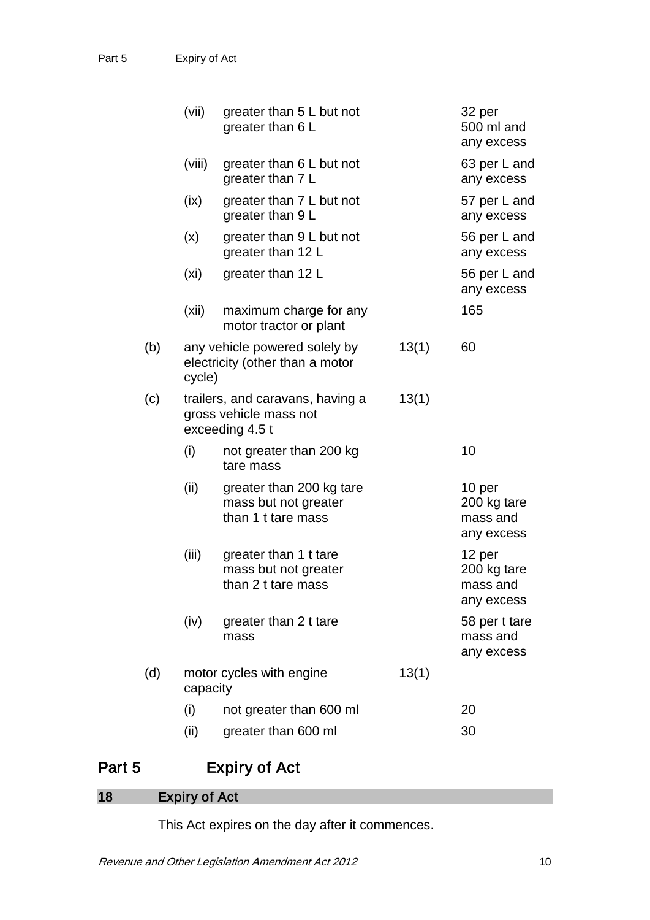| | | | | |
|---|---|---|---|---|
| | (vii) | greater than 5 L but not greater than 6 L | | 32 per 500 ml and any excess |
| | (viii) | greater than 6 L but not greater than 7 L | | 63 per L and any excess |
| | (ix) | greater than 7 L but not greater than 9 L | | 57 per L and any excess |
| | (x) | greater than 9 L but not greater than 12 L | | 56 per L and any excess |
| | (xi) | greater than 12 L | | 56 per L and any excess |
| | (xii) | maximum charge for any motor tractor or plant | | 165 |
| (b) | any vehicle powered solely by electricity (other than a motor cycle) | | 13(1) | 60 |
| (c) | trailers, and caravans, having a gross vehicle mass not exceeding 4.5 t | | 13(1) | |
| | (i) | not greater than 200 kg tare mass | | 10 |
| | (ii) | greater than 200 kg tare mass but not greater than 1 t tare mass | | 10 per 200 kg tare mass and any excess |
| | (iii) | greater than 1 t tare mass but not greater than 2 t tare mass | | 12 per 200 kg tare mass and any excess |
| | (iv) | greater than 2 t tare mass | | 58 per t tare mass and any excess |
| (d) | motor cycles with engine capacity | | 13(1) | |
| | (i) | not greater than 600 ml | | 20 |
| | (ii) | greater than 600 ml | | 30 |

# Part 5 Expiry of Act

## 18 Expiry of Act

This Act expires on the day after it commences.